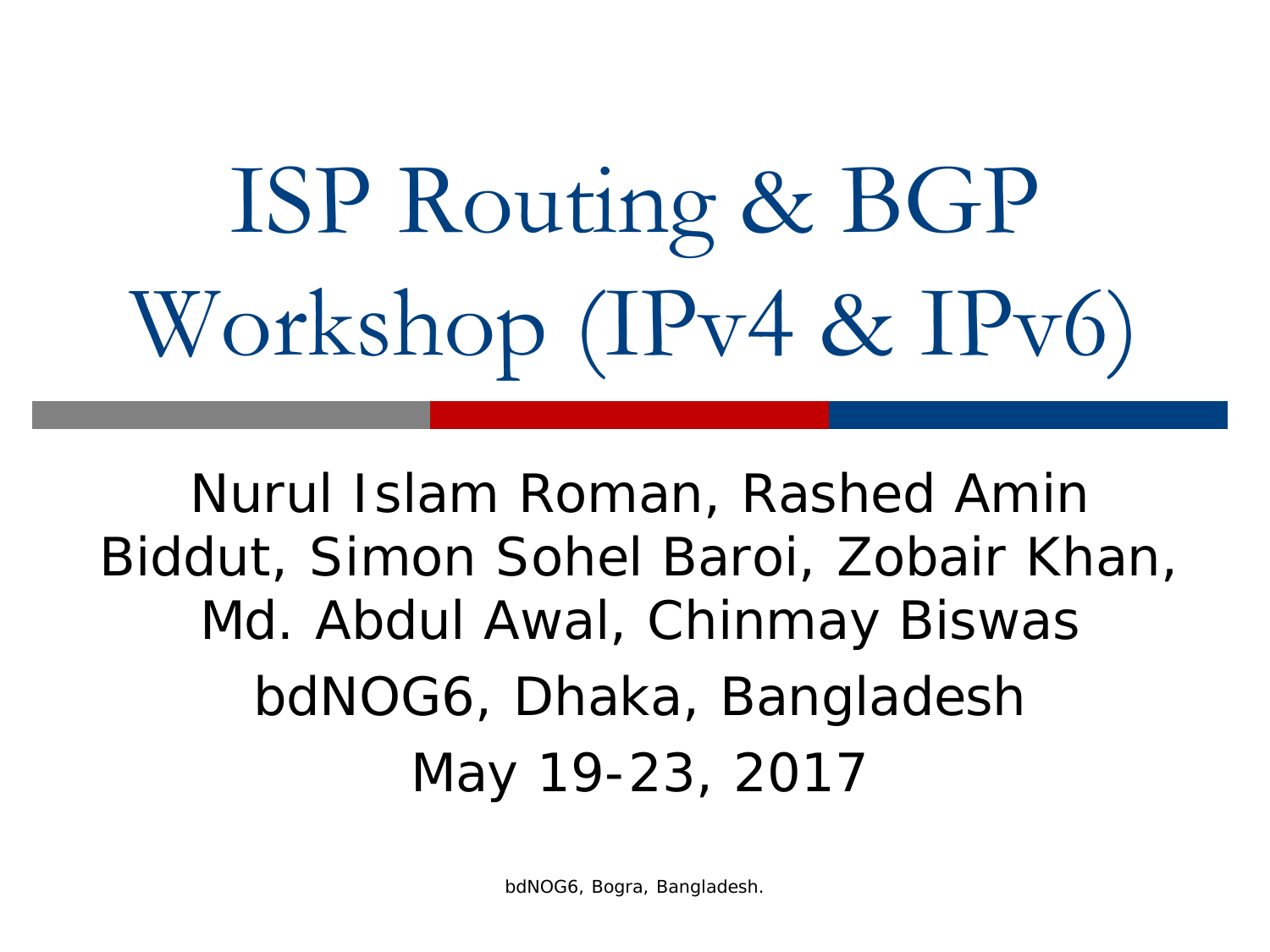# ISP Routing & BGP Workshop (IPv4 & IPv6)

Nurul Islam Roman, Rashed Amin Biddut, Simon Sohel Baroi, Zobair Khan, Md. Abdul Awal, Chinmay Biswas

bdNOG6, Dhaka, Bangladesh

May 19-23, 2017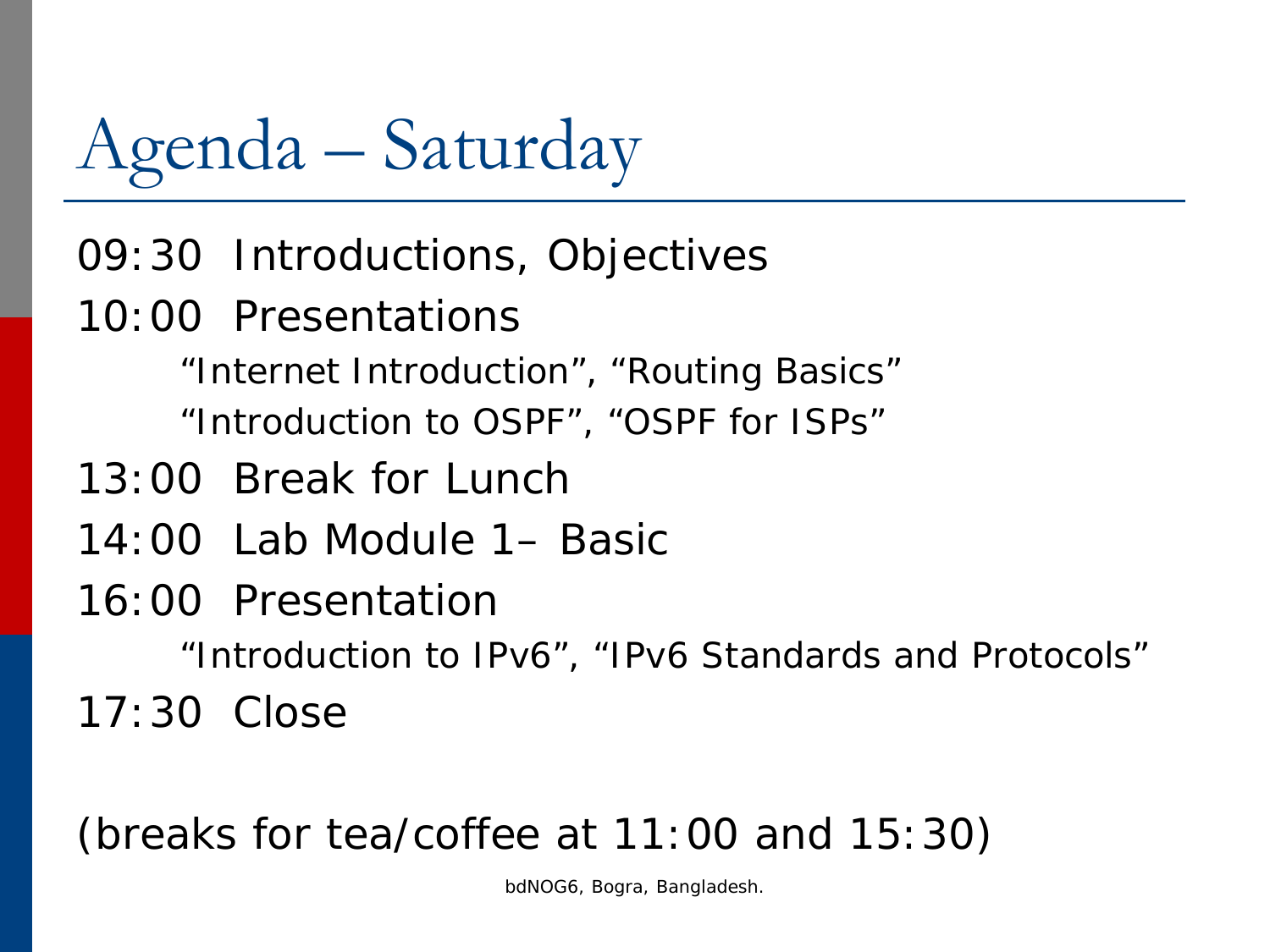# Agenda – Saturday

09:30 Introductions, Objectives

10:00 Presentations

- "Internet Introduction", "Routing Basics"
- "Introduction to OSPF", "OSPF for ISPs"

13:00 Break for Lunch

14:00 Lab Module 1– Basic

16:00 Presentation

- "Introduction to IPv6", "IPv6 Standards and Protocols"

17:30 Close

(breaks for tea/coffee at 11:00 and 15:30)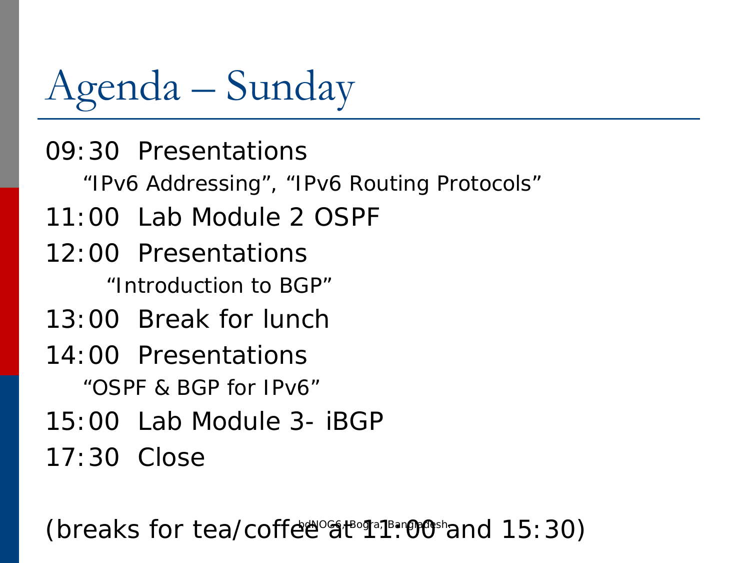# Agenda – Sunday

09:30 Presentations

“IPv6 Addressing”, “IPv6 Routing Protocols”

11:00 Lab Module 2 OSPF

12:00 Presentations

“Introduction to BGP”

13:00 Break for lunch

14:00 Presentations

“OSPF & BGP for IPv6”

15:00 Lab Module 3- iBGP

17:30 Close

(breaks for tea/coffee at 11:00 and 15:30)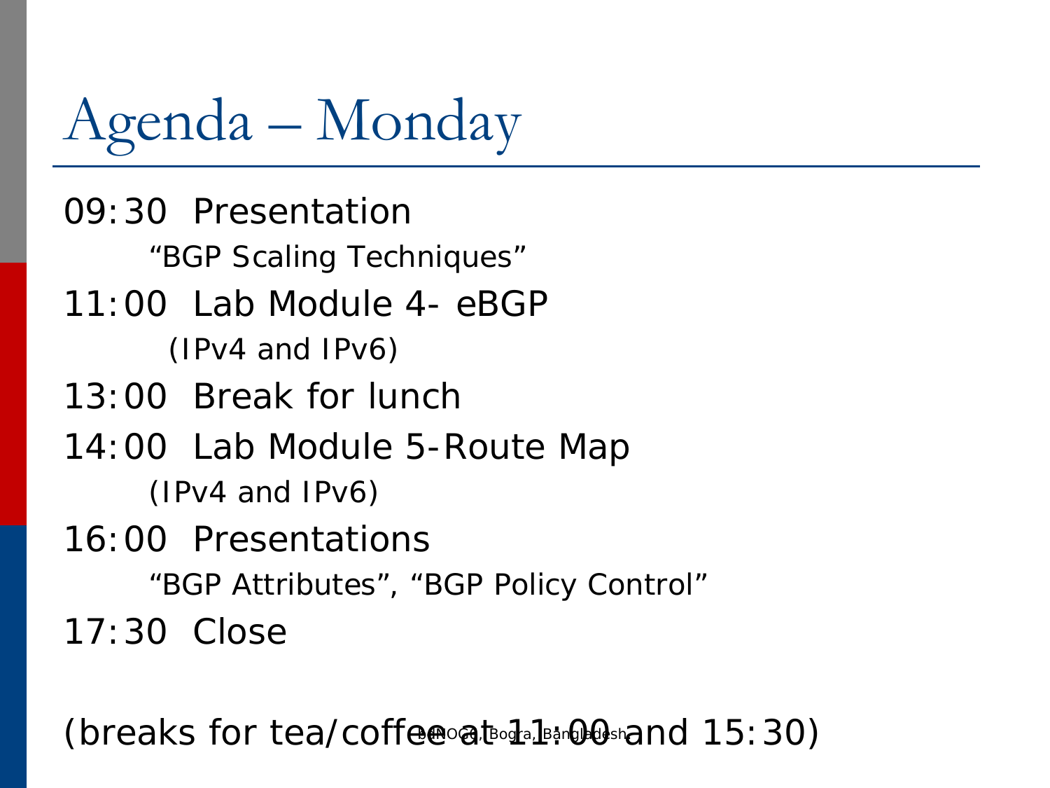# Agenda – Monday

09:30 Presentation

“BGP Scaling Techniques”

11:00 Lab Module 4- eBGP

(IPv4 and IPv6)

13:00 Break for lunch

14:00 Lab Module 5-Route Map

(IPv4 and IPv6)

16:00 Presentations

“BGP Attributes”, “BGP Policy Control”

17:30 Close

(breaks for tea/coffee at 11:00 and 15:30)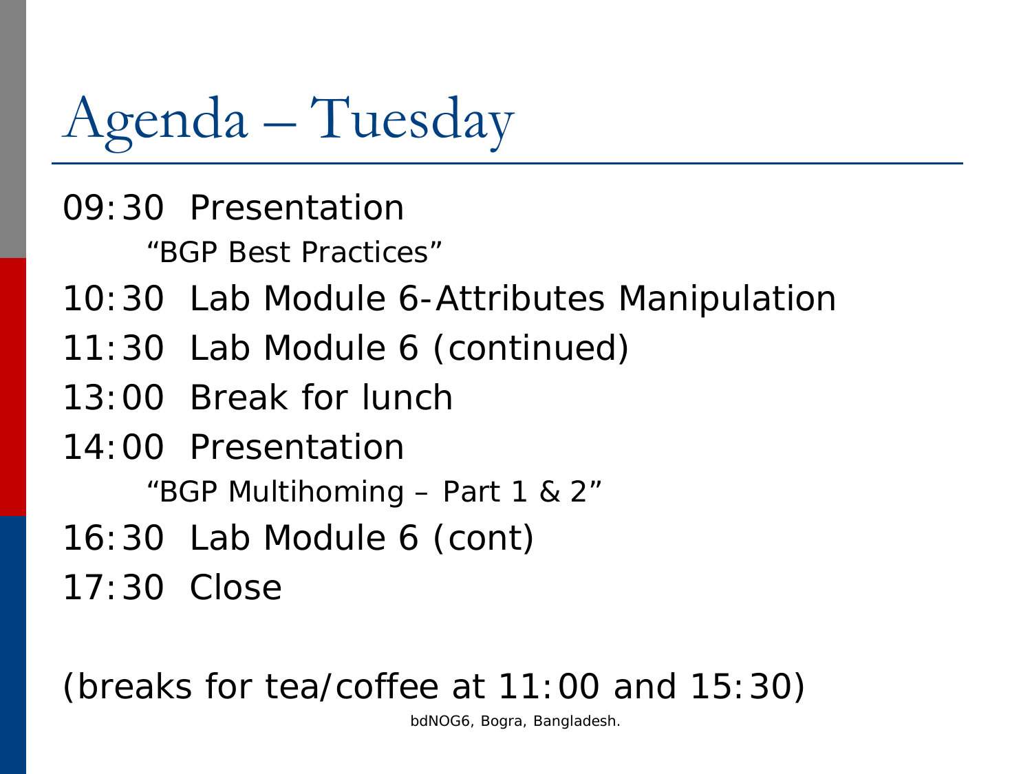# Agenda – Tuesday

09:30 Presentation

"BGP Best Practices"

10:30 Lab Module 6-Attributes Manipulation

11:30 Lab Module 6 (continued)

13:00 Break for lunch

14:00 Presentation

"BGP Multihoming – Part 1 & 2"

16:30 Lab Module 6 (cont)

17:30 Close

(breaks for tea/coffee at 11:00 and 15:30)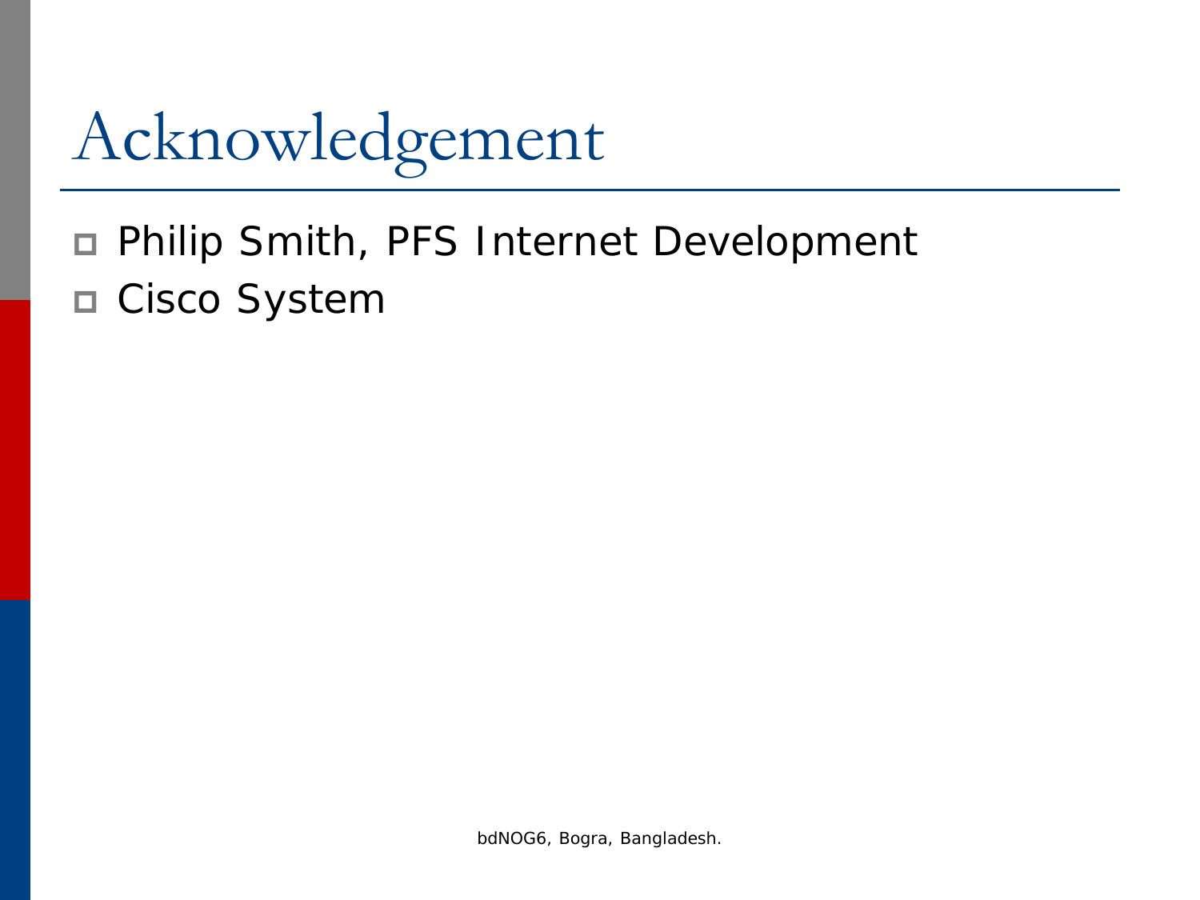# Acknowledgement

- Philip Smith, PFS Internet Development
- Cisco System